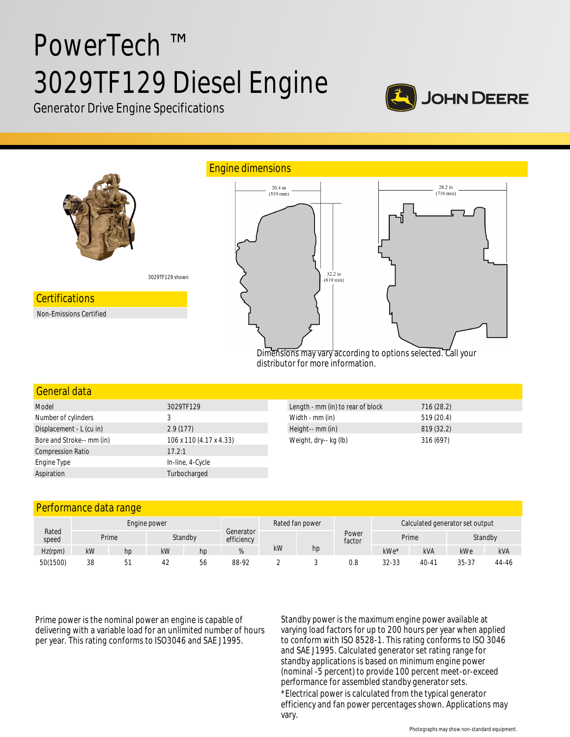# PowerTech ™ 3029TF129 Diesel Engine

Generator Drive Engine Specifications

3029TF129 shown

## Certifications

Non-Emissions Certified

## Engine dimensions

20.4 in (519 mm)

28.2 in (716 mm)

32.2 in (819 mm)

Dimensions may vary according to options selected. Call your distributor for more information.

## General data

| | |
|---|---|
| Model | 3029TF129 |
| Number of cylinders | 3 |
| Displacement - L (cu in) | 2.9 (177) |
| Bore and Stroke-- mm (in) | 106 x 110 (4.17 x 4.33) |
| Compression Ratio | 17.2:1 |
| Engine Type | In-line, 4-Cycle |
| Aspiration | Turbocharged |

| | |
|---|---|
| Length - mm (in) to rear of block | 716 (28.2) |
| Width - mm (in) | 519 (20.4) |
| Height-- mm (in) | 819 (32.2) |
| Weight, dry-- kg (lb) | 316 (697) |

## Performance data range

| Rated speed | Engine power | | | | Generator efficiency | Rated fan power | | Power factor | Calculated generator set output | | | |
|---|---|---|---|---|---|---|---|---|---|---|---|---|
| | Prime | | Standby | | | | | | Prime | | Standby | |
| Hz(rpm) | kW | hp | kW | hp | % | kW | hp | | kWe* | kVA | kWe | kVA |
| 50(1500) | 38 | 51 | 42 | 56 | 88-92 | 2 | 3 | 0.8 | 32-33 | 40-41 | 35-37 | 44-46 |

Prime power is the nominal power an engine is capable of delivering with a variable load for an unlimited number of hours per year. This rating conforms to ISO3046 and SAE J1995.

Standby power is the maximum engine power available at varying load factors for up to 200 hours per year when applied to conform with ISO 8528-1. This rating conforms to ISO 3046 and SAE J1995. Calculated generator set rating range for standby applications is based on minimum engine power (nominal -5 percent) to provide 100 percent meet-or-exceed performance for assembled standby generator sets.

*Electrical power is calculated from the typical generator efficiency and fan power percentages shown. Applications may vary.

Photographs may show non-standard equipment.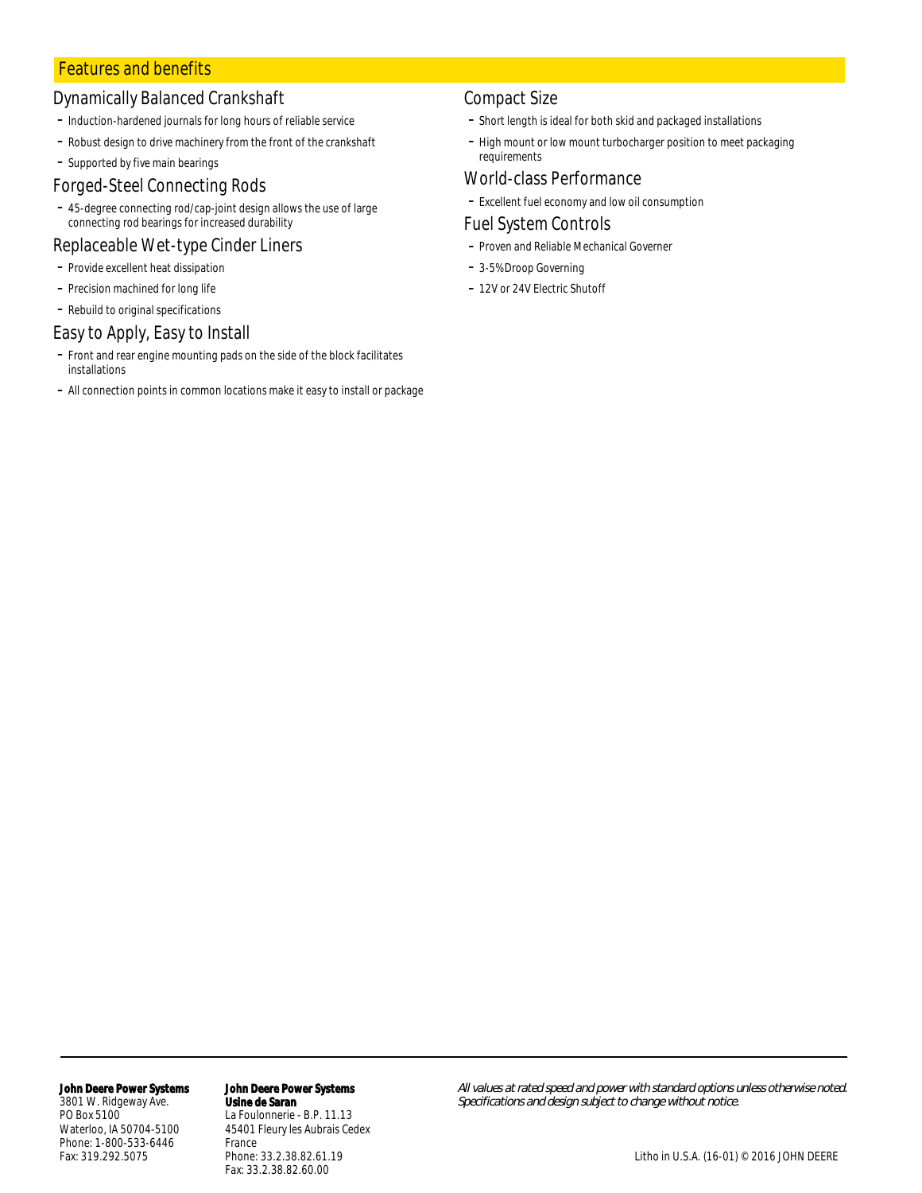## Features and benefits

### Dynamically Balanced Crankshaft

- Induction-hardened journals for long hours of reliable service
- Robust design to drive machinery from the front of the crankshaft
- Supported by five main bearings

### Forged-Steel Connecting Rods

- 45-degree connecting rod/cap-joint design allows the use of large connecting rod bearings for increased durability

### Replaceable Wet-type Cinder Liners

- Provide excellent heat dissipation
- Precision machined for long life
- Rebuild to original specifications

### Easy to Apply, Easy to Install

- Front and rear engine mounting pads on the side of the block facilitates installations
- All connection points in common locations make it easy to install or package

### Compact Size

- Short length is ideal for both skid and packaged installations
- High mount or low mount turbocharger position to meet packaging requirements

### World-class Performance

- Excellent fuel economy and low oil consumption

### Fuel System Controls

- Proven and Reliable Mechanical Governer
- 3-5% Droop Governing
- 12V or 24V Electric Shutoff

---

**John Deere Power Systems**
3801 W. Ridgeway Ave.
PO Box 5100
Waterloo, IA 50704-5100
Phone: 1-800-533-6446
Fax: 319.292.5075

**John Deere Power Systems**
**Usine de Saran**
La Foulonnerie - B.P. 11.13
45401 Fleury les Aubrais Cedex
France
Phone: 33.2.38.82.61.19
Fax: 33.2.38.82.60.00

*All values at rated speed and power with standard options unless otherwise noted.*
*Specifications and design subject to change without notice.*

Litho in U.S.A. (16-01) © 2016 JOHN DEERE